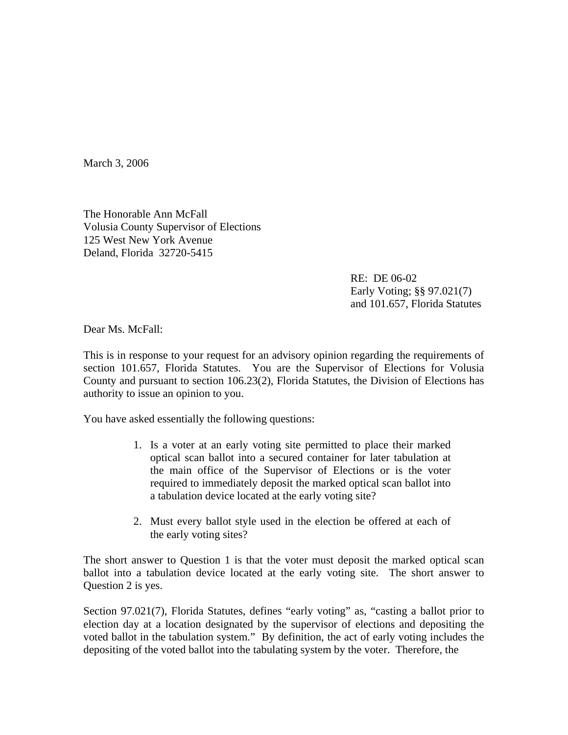March 3, 2006

The Honorable Ann McFall
Volusia County Supervisor of Elections
125 West New York Avenue
Deland, Florida 32720-5415

RE: DE 06-02
Early Voting; §§ 97.021(7)
and 101.657, Florida Statutes

Dear Ms. McFall:

This is in response to your request for an advisory opinion regarding the requirements of section 101.657, Florida Statutes. You are the Supervisor of Elections for Volusia County and pursuant to section 106.23(2), Florida Statutes, the Division of Elections has authority to issue an opinion to you.

You have asked essentially the following questions:

1. Is a voter at an early voting site permitted to place their marked optical scan ballot into a secured container for later tabulation at the main office of the Supervisor of Elections or is the voter required to immediately deposit the marked optical scan ballot into a tabulation device located at the early voting site?

2. Must every ballot style used in the election be offered at each of the early voting sites?

The short answer to Question 1 is that the voter must deposit the marked optical scan ballot into a tabulation device located at the early voting site. The short answer to Question 2 is yes.

Section 97.021(7), Florida Statutes, defines "early voting" as, "casting a ballot prior to election day at a location designated by the supervisor of elections and depositing the voted ballot in the tabulation system." By definition, the act of early voting includes the depositing of the voted ballot into the tabulating system by the voter. Therefore, the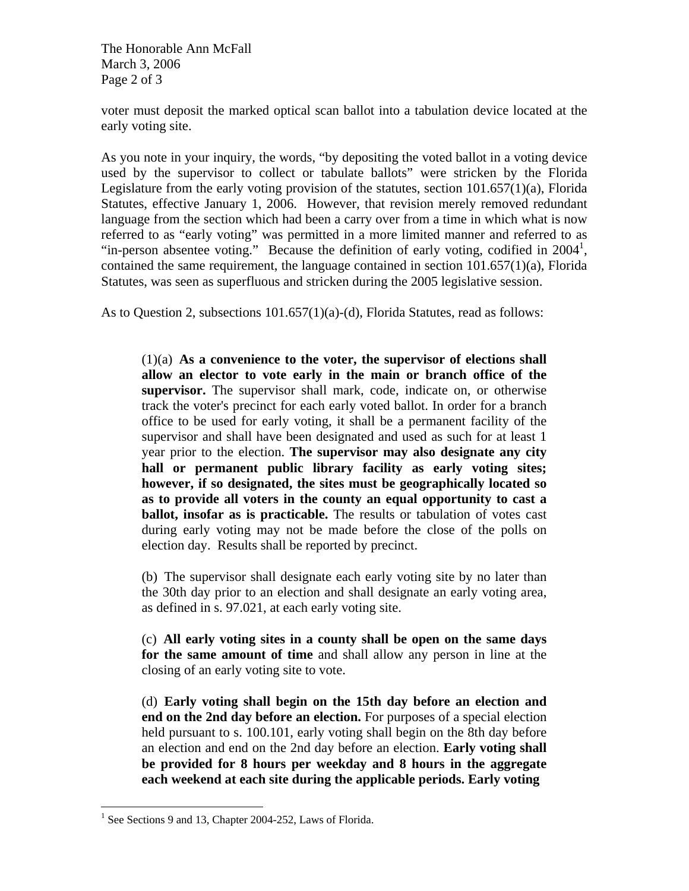voter must deposit the marked optical scan ballot into a tabulation device located at the early voting site.

As you note in your inquiry, the words, "by depositing the voted ballot in a voting device used by the supervisor to collect or tabulate ballots" were stricken by the Florida Legislature from the early voting provision of the statutes, section 101.657(1)(a), Florida Statutes, effective January 1, 2006. However, that revision merely removed redundant language from the section which had been a carry over from a time in which what is now referred to as "early voting" was permitted in a more limited manner and referred to as "in-person absentee voting." Because the definition of early voting, codified in 2004[1], contained the same requirement, the language contained in section 101.657(1)(a), Florida Statutes, was seen as superfluous and stricken during the 2005 legislative session.

As to Question 2, subsections 101.657(1)(a)-(d), Florida Statutes, read as follows:

> (1)(a) **As a convenience to the voter, the supervisor of elections shall allow an elector to vote early in the main or branch office of the supervisor.** The supervisor shall mark, code, indicate on, or otherwise track the voter's precinct for each early voted ballot. In order for a branch office to be used for early voting, it shall be a permanent facility of the supervisor and shall have been designated and used as such for at least 1 year prior to the election. **The supervisor may also designate any city hall or permanent public library facility as early voting sites; however, if so designated, the sites must be geographically located so as to provide all voters in the county an equal opportunity to cast a ballot, insofar as is practicable.** The results or tabulation of votes cast during early voting may not be made before the close of the polls on election day. Results shall be reported by precinct.
>
> (b) The supervisor shall designate each early voting site by no later than the 30th day prior to an election and shall designate an early voting area, as defined in s. 97.021, at each early voting site.
>
> (c) **All early voting sites in a county shall be open on the same days for the same amount of time** and shall allow any person in line at the closing of an early voting site to vote.
>
> (d) **Early voting shall begin on the 15th day before an election and end on the 2nd day before an election.** For purposes of a special election held pursuant to s. 100.101, early voting shall begin on the 8th day before an election and end on the 2nd day before an election. **Early voting shall be provided for 8 hours per weekday and 8 hours in the aggregate each weekend at each site during the applicable periods. Early voting**

[1] See Sections 9 and 13, Chapter 2004-252, Laws of Florida.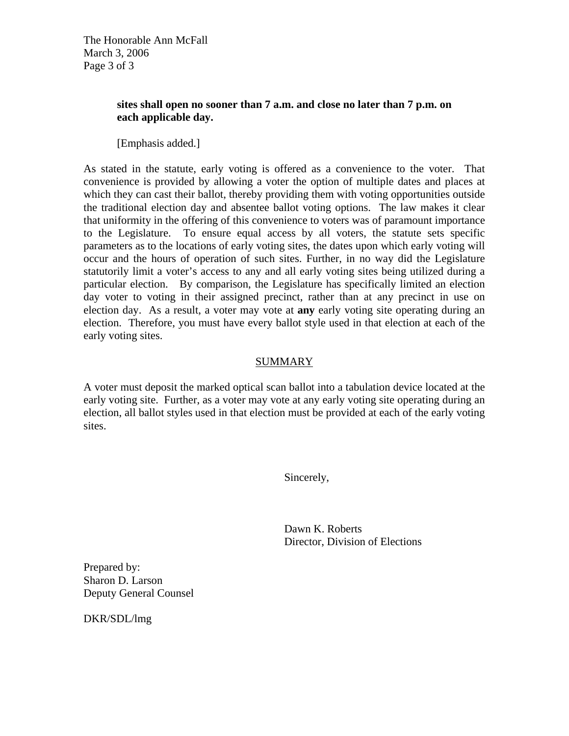> **sites shall open no sooner than 7 a.m. and close no later than 7 p.m. on each applicable day.**
>
> [Emphasis added.]

As stated in the statute, early voting is offered as a convenience to the voter. That convenience is provided by allowing a voter the option of multiple dates and places at which they can cast their ballot, thereby providing them with voting opportunities outside the traditional election day and absentee ballot voting options. The law makes it clear that uniformity in the offering of this convenience to voters was of paramount importance to the Legislature. To ensure equal access by all voters, the statute sets specific parameters as to the locations of early voting sites, the dates upon which early voting will occur and the hours of operation of such sites. Further, in no way did the Legislature statutorily limit a voter's access to any and all early voting sites being utilized during a particular election. By comparison, the Legislature has specifically limited an election day voter to voting in their assigned precinct, rather than at any precinct in use on election day. As a result, a voter may vote at **any** early voting site operating during an election. Therefore, you must have every ballot style used in that election at each of the early voting sites.

## SUMMARY

A voter must deposit the marked optical scan ballot into a tabulation device located at the early voting site. Further, as a voter may vote at any early voting site operating during an election, all ballot styles used in that election must be provided at each of the early voting sites.

Sincerely,

Dawn K. Roberts
Director, Division of Elections

Prepared by:
Sharon D. Larson
Deputy General Counsel

DKR/SDL/lmg